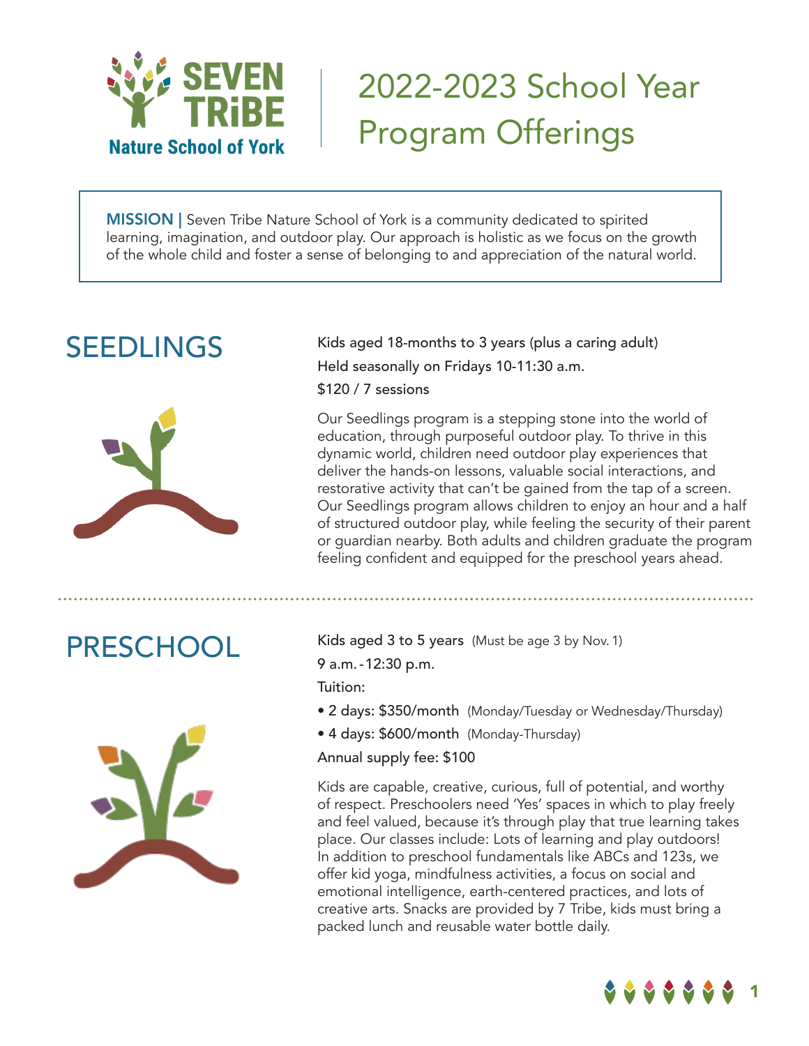# SEVEN TRiBE Nature School of York

# 2022-2023 School Year Program Offerings

**MISSION |** Seven Tribe Nature School of York is a community dedicated to spirited learning, imagination, and outdoor play. Our approach is holistic as we focus on the growth of the whole child and foster a sense of belonging to and appreciation of the natural world.

## SEEDLINGS

Kids aged 18-months to 3 years (plus a caring adult)

Held seasonally on Fridays 10-11:30 a.m.

$120 / 7 sessions

Our Seedlings program is a stepping stone into the world of education, through purposeful outdoor play. To thrive in this dynamic world, children need outdoor play experiences that deliver the hands-on lessons, valuable social interactions, and restorative activity that can't be gained from the tap of a screen. Our Seedlings program allows children to enjoy an hour and a half of structured outdoor play, while feeling the security of their parent or guardian nearby. Both adults and children graduate the program feeling confident and equipped for the preschool years ahead.

## PRESCHOOL

Kids aged 3 to 5 years (Must be age 3 by Nov. 1)

9 a.m. - 12:30 p.m.

Tuition:

- 2 days: $350/month (Monday/Tuesday or Wednesday/Thursday)
- 4 days: $600/month (Monday-Thursday)

Annual supply fee: $100

Kids are capable, creative, curious, full of potential, and worthy of respect. Preschoolers need 'Yes' spaces in which to play freely and feel valued, because it's through play that true learning takes place. Our classes include: Lots of learning and play outdoors! In addition to preschool fundamentals like ABCs and 123s, we offer kid yoga, mindfulness activities, a focus on social and emotional intelligence, earth-centered practices, and lots of creative arts. Snacks are provided by 7 Tribe, kids must bring a packed lunch and reusable water bottle daily.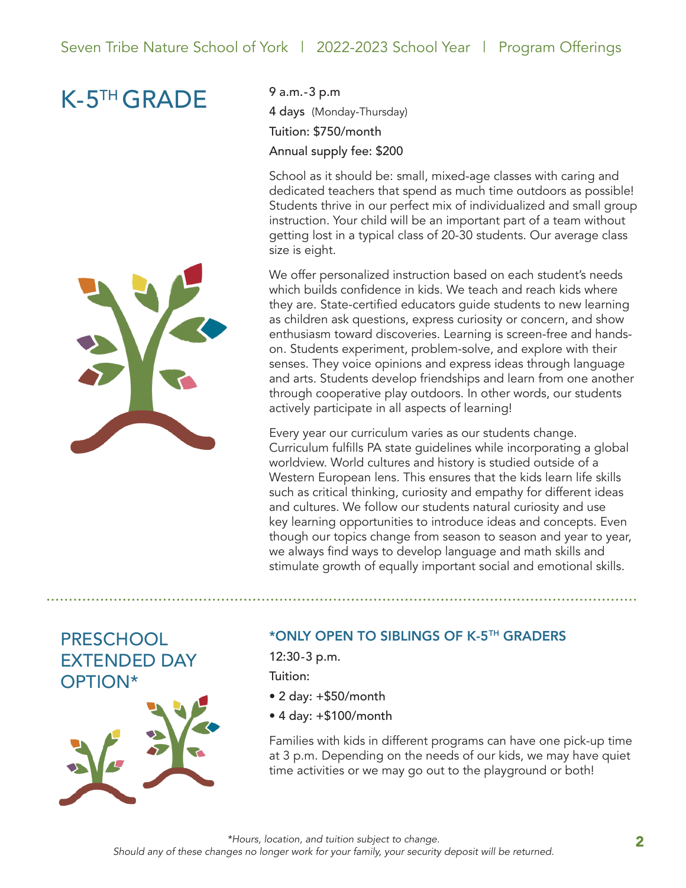## K-5TH GRADE

9 a.m.-3 p.m

4 days (Monday-Thursday)

Tuition: $750/month

Annual supply fee: $200

School as it should be: small, mixed-age classes with caring and dedicated teachers that spend as much time outdoors as possible! Students thrive in our perfect mix of individualized and small group instruction. Your child will be an important part of a team without getting lost in a typical class of 20-30 students. Our average class size is eight.

We offer personalized instruction based on each student's needs which builds confidence in kids. We teach and reach kids where they are. State-certified educators guide students to new learning as children ask questions, express curiosity or concern, and show enthusiasm toward discoveries. Learning is screen-free and hands-on. Students experiment, problem-solve, and explore with their senses. They voice opinions and express ideas through language and arts. Students develop friendships and learn from one another through cooperative play outdoors. In other words, our students actively participate in all aspects of learning!

Every year our curriculum varies as our students change. Curriculum fulfills PA state guidelines while incorporating a global worldview. World cultures and history is studied outside of a Western European lens. This ensures that the kids learn life skills such as critical thinking, curiosity and empathy for different ideas and cultures. We follow our students natural curiosity and use key learning opportunities to introduce ideas and concepts. Even though our topics change from season to season and year to year, we always find ways to develop language and math skills and stimulate growth of equally important social and emotional skills.

## PRESCHOOL EXTENDED DAY OPTION*

### *ONLY OPEN TO SIBLINGS OF K-5TH GRADERS

12:30-3 p.m.

Tuition:

- 2 day: +$50/month
- 4 day: +$100/month

Families with kids in different programs can have one pick-up time at 3 p.m. Depending on the needs of our kids, we may have quiet time activities or we may go out to the playground or both!

*\*Hours, location, and tuition subject to change.*
*Should any of these changes no longer work for your family, your security deposit will be returned.*